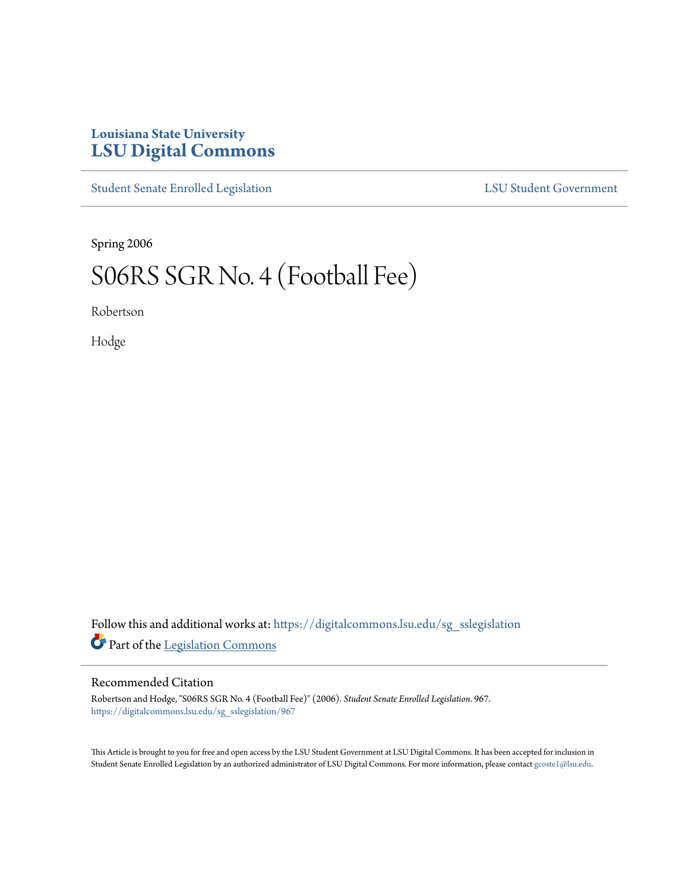**Louisiana State University**
# LSU Digital Commons

Student Senate Enrolled Legislation | LSU Student Government

Spring 2006

# S06RS SGR No. 4 (Football Fee)

Robertson

Hodge

Follow this and additional works at: https://digitalcommons.lsu.edu/sg_sslegislation

Part of the Legislation Commons

## Recommended Citation

Robertson and Hodge, "S06RS SGR No. 4 (Football Fee)" (2006). *Student Senate Enrolled Legislation*. 967.
https://digitalcommons.lsu.edu/sg_sslegislation/967

This Article is brought to you for free and open access by the LSU Student Government at LSU Digital Commons. It has been accepted for inclusion in Student Senate Enrolled Legislation by an authorized administrator of LSU Digital Commons. For more information, please contact gcoste1@lsu.edu.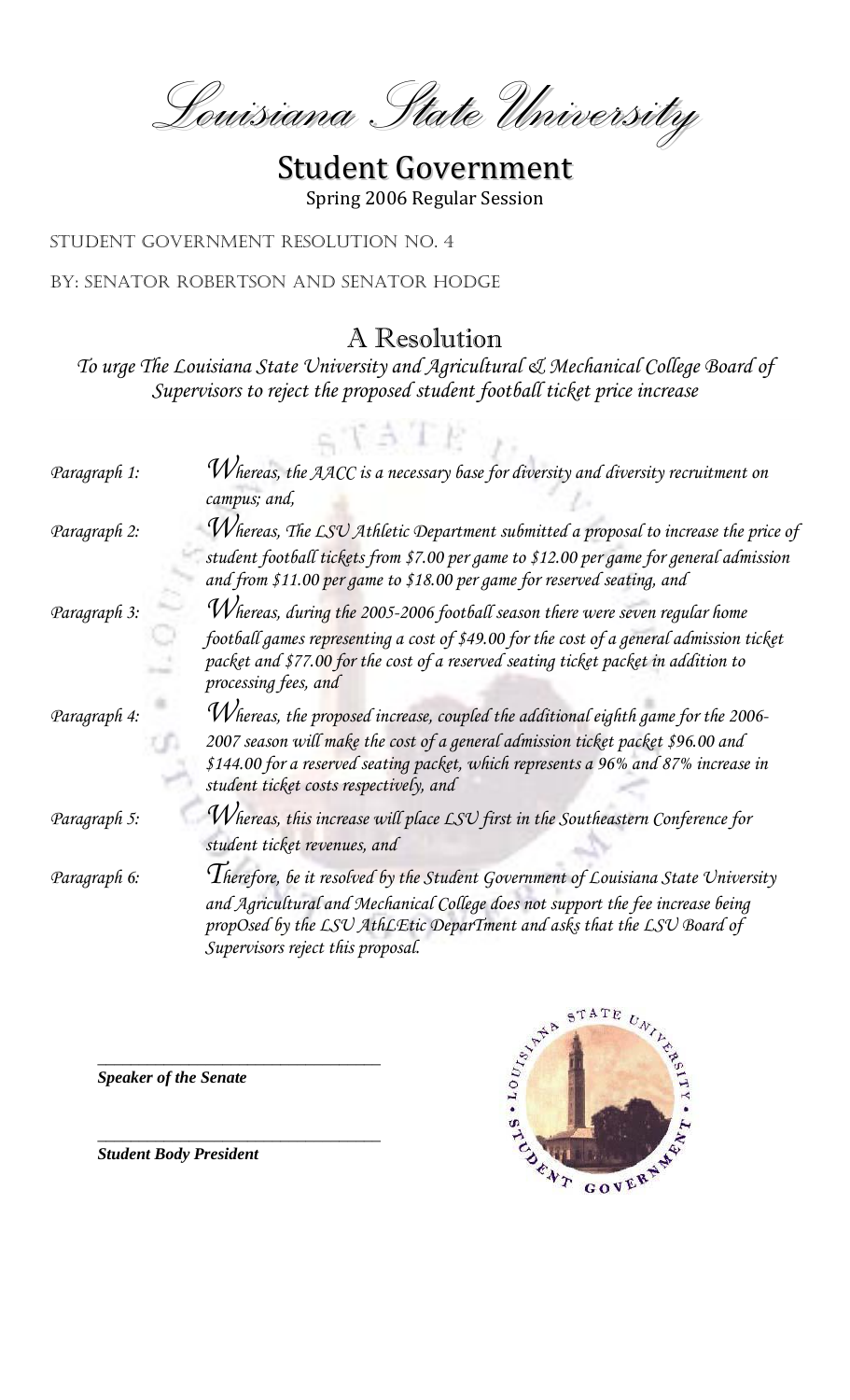# Louisiana State University

## Student Government

Spring 2006 Regular Session

STUDENT GOVERNMENT RESOLUTION NO. 4

BY: SENATOR ROBERTSON AND SENATOR HODGE

## A Resolution

*To urge The Louisiana State University and Agricultural & Mechanical College Board of Supervisors to reject the proposed student football ticket price increase*

*Paragraph 1:* *Whereas, the AACC is a necessary base for diversity and diversity recruitment on campus; and,*

*Paragraph 2:* *Whereas, The LSU Athletic Department submitted a proposal to increase the price of student football tickets from $7.00 per game to $12.00 per game for general admission and from $11.00 per game to $18.00 per game for reserved seating, and*

*Paragraph 3:* *Whereas, during the 2005-2006 football season there were seven regular home football games representing a cost of $49.00 for the cost of a general admission ticket packet and $77.00 for the cost of a reserved seating ticket packet in addition to processing fees, and*

*Paragraph 4:* *Whereas, the proposed increase, coupled the additional eighth game for the 2006-2007 season will make the cost of a general admission ticket packet $96.00 and $144.00 for a reserved seating packet, which represents a 96% and 87% increase in student ticket costs respectively, and*

*Paragraph 5:* *Whereas, this increase will place LSU first in the Southeastern Conference for student ticket revenues, and*

*Paragraph 6:* *Therefore, be it resolved by the Student Government of Louisiana State University and Agricultural and Mechanical College does not support the fee increase being propOsed by the LSU AthLEtic DeparTment and asks that the LSU Board of Supervisors reject this proposal.*

\_\_\_\_\_\_\_\_\_\_\_\_\_\_\_\_\_\_\_\_\_\_\_\_\_\_\_\_\_\_\_\_\_\_

***Speaker of the Senate***

\_\_\_\_\_\_\_\_\_\_\_\_\_\_\_\_\_\_\_\_\_\_\_\_\_\_\_\_\_\_\_\_\_\_

***Student Body President***